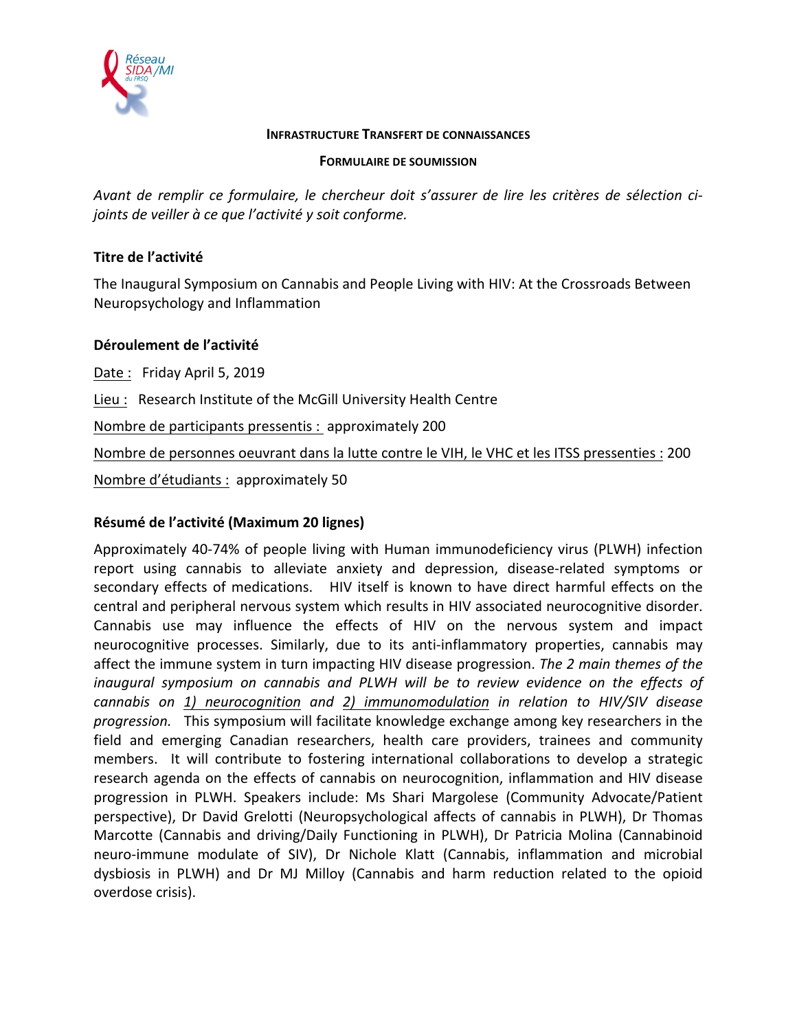Réseau SIDA/MI du FRSQ

**INFRASTRUCTURE TRANSFERT DE CONNAISSANCES**

**FORMULAIRE DE SOUMISSION**

*Avant de remplir ce formulaire, le chercheur doit s'assurer de lire les critères de sélection ci-joints de veiller à ce que l'activité y soit conforme.*

### Titre de l'activité

The Inaugural Symposium on Cannabis and People Living with HIV: At the Crossroads Between Neuropsychology and Inflammation

### Déroulement de l'activité

<u>Date :</u> Friday April 5, 2019

<u>Lieu :</u> Research Institute of the McGill University Health Centre

<u>Nombre de participants pressentis :</u> approximately 200

<u>Nombre de personnes oeuvrant dans la lutte contre le VIH, le VHC et les ITSS pressenties :</u> 200

<u>Nombre d'étudiants :</u> approximately 50

### Résumé de l'activité (Maximum 20 lignes)

Approximately 40-74% of people living with Human immunodeficiency virus (PLWH) infection report using cannabis to alleviate anxiety and depression, disease-related symptoms or secondary effects of medications. HIV itself is known to have direct harmful effects on the central and peripheral nervous system which results in HIV associated neurocognitive disorder. Cannabis use may influence the effects of HIV on the nervous system and impact neurocognitive processes. Similarly, due to its anti-inflammatory properties, cannabis may affect the immune system in turn impacting HIV disease progression. *The 2 main themes of the inaugural symposium on cannabis and PLWH will be to review evidence on the effects of cannabis on <u>1) neurocognition</u> and <u>2) immunomodulation</u> in relation to HIV/SIV disease progression.* This symposium will facilitate knowledge exchange among key researchers in the field and emerging Canadian researchers, health care providers, trainees and community members. It will contribute to fostering international collaborations to develop a strategic research agenda on the effects of cannabis on neurocognition, inflammation and HIV disease progression in PLWH. Speakers include: Ms Shari Margolese (Community Advocate/Patient perspective), Dr David Grelotti (Neuropsychological affects of cannabis in PLWH), Dr Thomas Marcotte (Cannabis and driving/Daily Functioning in PLWH), Dr Patricia Molina (Cannabinoid neuro-immune modulate of SIV), Dr Nichole Klatt (Cannabis, inflammation and microbial dysbiosis in PLWH) and Dr MJ Milloy (Cannabis and harm reduction related to the opioid overdose crisis).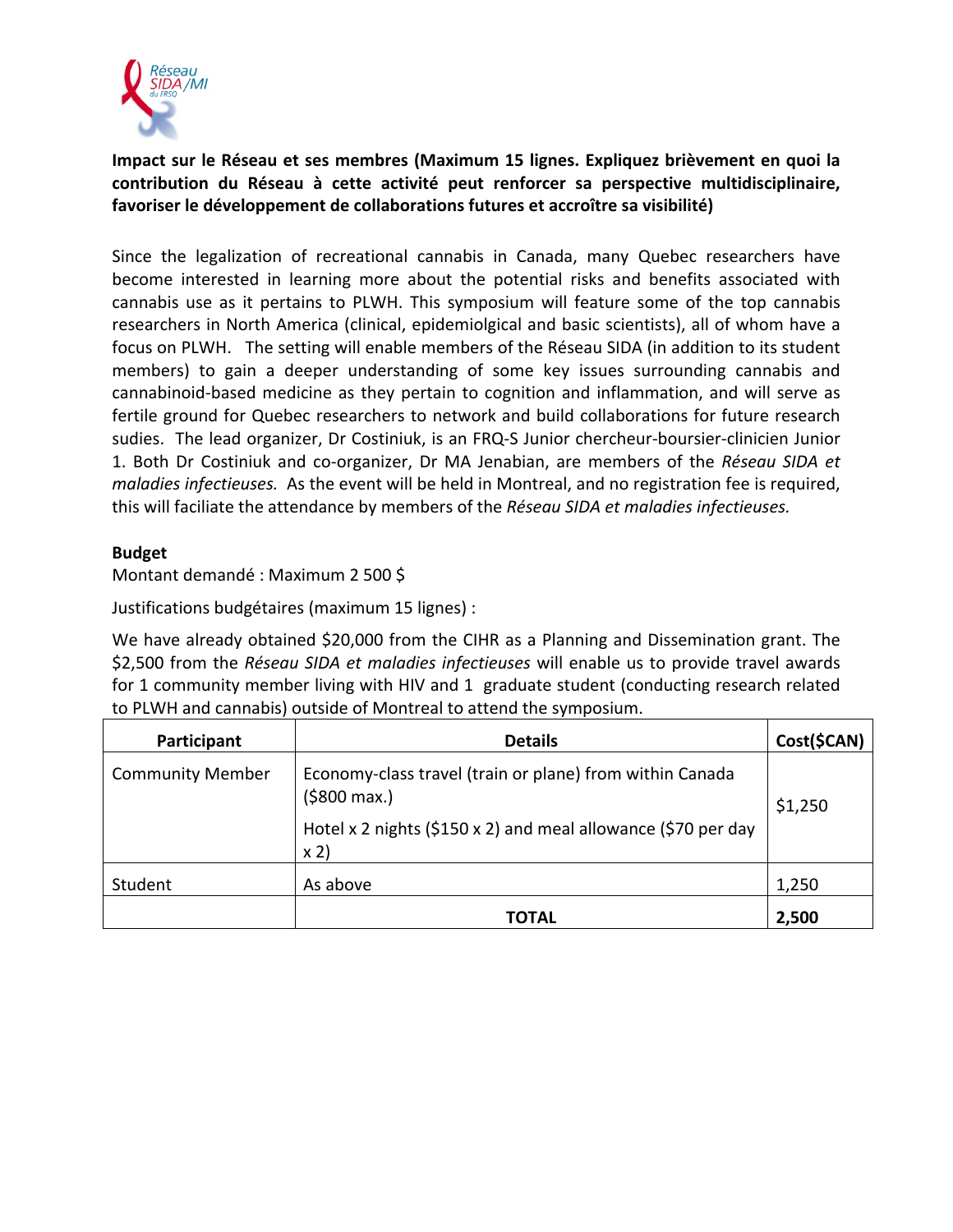**Impact sur le Réseau et ses membres (Maximum 15 lignes. Expliquez brièvement en quoi la contribution du Réseau à cette activité peut renforcer sa perspective multidisciplinaire, favoriser le développement de collaborations futures et accroître sa visibilité)**

Since the legalization of recreational cannabis in Canada, many Quebec researchers have become interested in learning more about the potential risks and benefits associated with cannabis use as it pertains to PLWH. This symposium will feature some of the top cannabis researchers in North America (clinical, epidemiolgical and basic scientists), all of whom have a focus on PLWH. The setting will enable members of the Réseau SIDA (in addition to its student members) to gain a deeper understanding of some key issues surrounding cannabis and cannabinoid-based medicine as they pertain to cognition and inflammation, and will serve as fertile ground for Quebec researchers to network and build collaborations for future research sudies. The lead organizer, Dr Costiniuk, is an FRQ-S Junior chercheur-boursier-clinicien Junior 1. Both Dr Costiniuk and co-organizer, Dr MA Jenabian, are members of the *Réseau SIDA et maladies infectieuses.* As the event will be held in Montreal, and no registration fee is required, this will faciliate the attendance by members of the *Réseau SIDA et maladies infectieuses.*

**Budget**

Montant demandé : Maximum 2 500 $

Justifications budgétaires (maximum 15 lignes) :

We have already obtained $20,000 from the CIHR as a Planning and Dissemination grant. The $2,500 from the *Réseau SIDA et maladies infectieuses* will enable us to provide travel awards for 1 community member living with HIV and 1 graduate student (conducting research related to PLWH and cannabis) outside of Montreal to attend the symposium.

| Participant | Details | Cost($CAN) |
|---|---|---|
| Community Member | Economy-class travel (train or plane) from within Canada ($800 max.)<br>Hotel x 2 nights ($150 x 2) and meal allowance ($70 per day x 2) | $1,250 |
| Student | As above | 1,250 |
| | **TOTAL** | **2,500** |